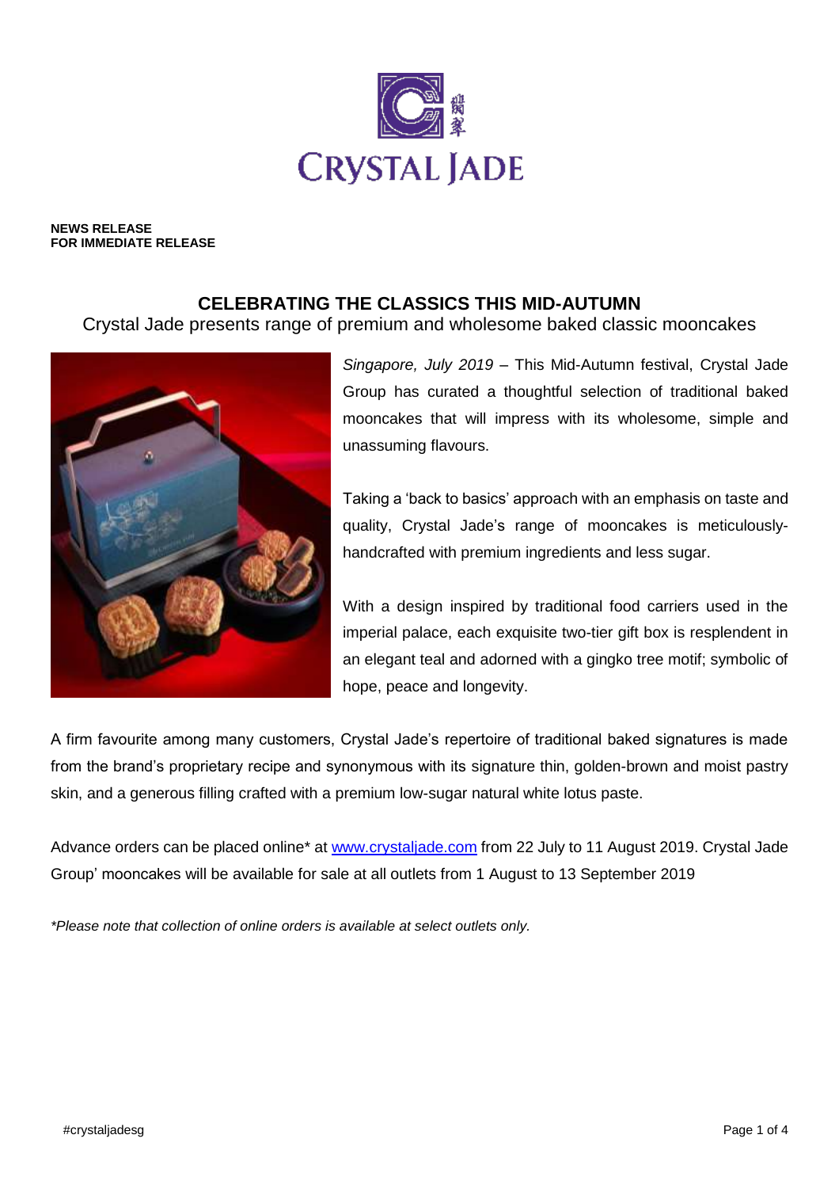**NEWS RELEASE**
**FOR IMMEDIATE RELEASE**

## CELEBRATING THE CLASSICS THIS MID-AUTUMN

Crystal Jade presents range of premium and wholesome baked classic mooncakes

*Singapore, July 2019* – This Mid-Autumn festival, Crystal Jade Group has curated a thoughtful selection of traditional baked mooncakes that will impress with its wholesome, simple and unassuming flavours.

Taking a 'back to basics' approach with an emphasis on taste and quality, Crystal Jade's range of mooncakes is meticulously-handcrafted with premium ingredients and less sugar.

With a design inspired by traditional food carriers used in the imperial palace, each exquisite two-tier gift box is resplendent in an elegant teal and adorned with a gingko tree motif; symbolic of hope, peace and longevity.

A firm favourite among many customers, Crystal Jade's repertoire of traditional baked signatures is made from the brand's proprietary recipe and synonymous with its signature thin, golden-brown and moist pastry skin, and a generous filling crafted with a premium low-sugar natural white lotus paste.

Advance orders can be placed online* at [www.crystaljade.com](www.crystaljade.com) from 22 July to 11 August 2019. Crystal Jade Group' mooncakes will be available for sale at all outlets from 1 August to 13 September 2019

*\*Please note that collection of online orders is available at select outlets only.*

#crystaljadesg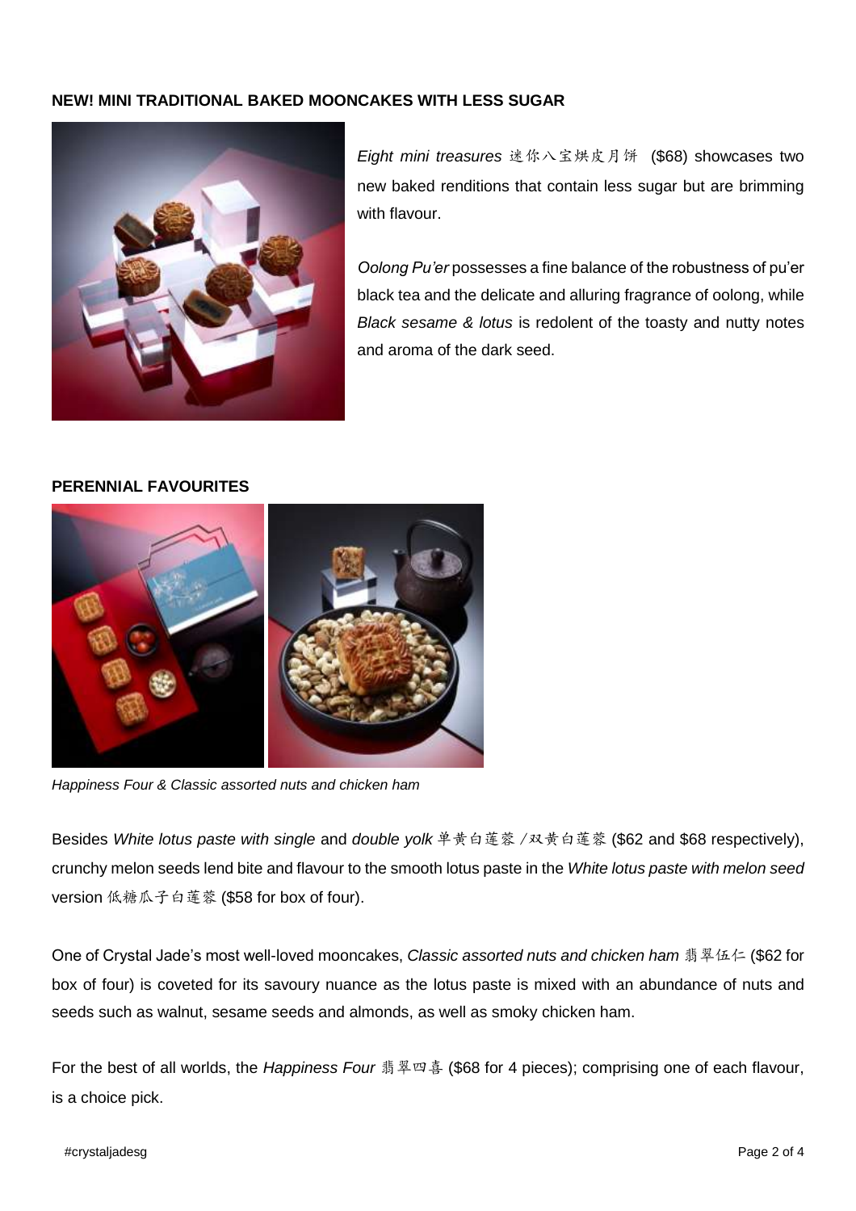**NEW! MINI TRADITIONAL BAKED MOONCAKES WITH LESS SUGAR**

*Eight mini treasures* 迷你八宝烘皮月饼 ($68) showcases two new baked renditions that contain less sugar but are brimming with flavour.

*Oolong Pu'er* possesses a fine balance of the robustness of pu'er black tea and the delicate and alluring fragrance of oolong, while *Black sesame & lotus* is redolent of the toasty and nutty notes and aroma of the dark seed.

**PERENNIAL FAVOURITES**

*Happiness Four & Classic assorted nuts and chicken ham*

Besides *White lotus paste with single* and *double yolk* 单黄白莲蓉 / 双黄白莲蓉 ($62 and $68 respectively), crunchy melon seeds lend bite and flavour to the smooth lotus paste in the *White lotus paste with melon seed* version 低糖瓜子白莲蓉 ($58 for box of four).

One of Crystal Jade's most well-loved mooncakes, *Classic assorted nuts and chicken ham* 翡翠伍仁 ($62 for box of four) is coveted for its savoury nuance as the lotus paste is mixed with an abundance of nuts and seeds such as walnut, sesame seeds and almonds, as well as smoky chicken ham.

For the best of all worlds, the *Happiness Four* 翡翠四喜 ($68 for 4 pieces); comprising one of each flavour, is a choice pick.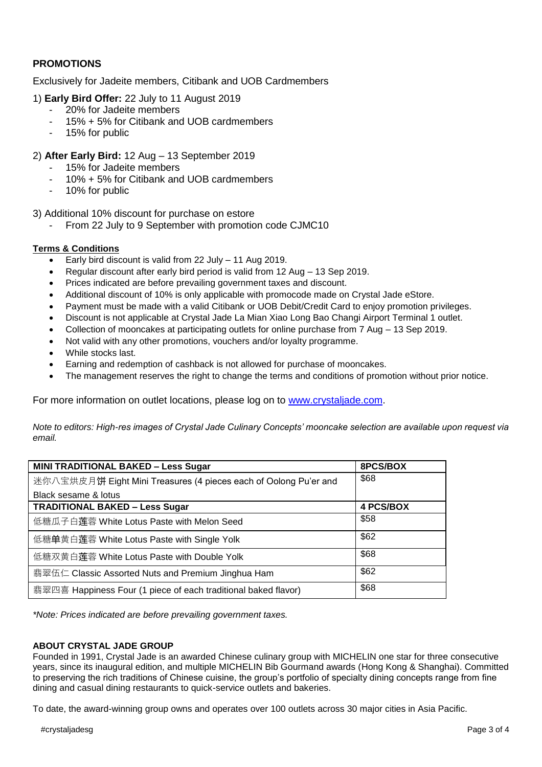## PROMOTIONS

Exclusively for Jadeite members, Citibank and UOB Cardmembers

1) **Early Bird Offer:** 22 July to 11 August 2019
   - 20% for Jadeite members
   - 15% + 5% for Citibank and UOB cardmembers
   - 15% for public

2) **After Early Bird:** 12 Aug – 13 September 2019
   - 15% for Jadeite members
   - 10% + 5% for Citibank and UOB cardmembers
   - 10% for public

3) Additional 10% discount for purchase on estore
   - From 22 July to 9 September with promotion code CJMC10

**Terms & Conditions**

- Early bird discount is valid from 22 July – 11 Aug 2019.
- Regular discount after early bird period is valid from 12 Aug – 13 Sep 2019.
- Prices indicated are before prevailing government taxes and discount.
- Additional discount of 10% is only applicable with promocode made on Crystal Jade eStore.
- Payment must be made with a valid Citibank or UOB Debit/Credit Card to enjoy promotion privileges.
- Discount is not applicable at Crystal Jade La Mian Xiao Long Bao Changi Airport Terminal 1 outlet.
- Collection of mooncakes at participating outlets for online purchase from 7 Aug – 13 Sep 2019.
- Not valid with any other promotions, vouchers and/or loyalty programme.
- While stocks last.
- Earning and redemption of cashback is not allowed for purchase of mooncakes.
- The management reserves the right to change the terms and conditions of promotion without prior notice.

For more information on outlet locations, please log on to www.crystaljade.com.

*Note to editors: High-res images of Crystal Jade Culinary Concepts' mooncake selection are available upon request via email.*

| **MINI TRADITIONAL BAKED – Less Sugar** | **8PCS/BOX** |
|---|---|
| 迷你八宝烘皮月饼 Eight Mini Treasures (4 pieces each of Oolong Pu'er and Black sesame & lotus | $68 |
| **TRADITIONAL BAKED – Less Sugar** | **4 PCS/BOX** |
| 低糖瓜子白莲蓉 White Lotus Paste with Melon Seed | $58 |
| 低糖单黄白莲蓉 White Lotus Paste with Single Yolk | $62 |
| 低糖双黄白莲蓉 White Lotus Paste with Double Yolk | $68 |
| 翡翠伍仁 Classic Assorted Nuts and Premium Jinghua Ham | $62 |
| 翡翠四喜 Happiness Four (1 piece of each traditional baked flavor) | $68 |

*\*Note: Prices indicated are before prevailing government taxes.*

### ABOUT CRYSTAL JADE GROUP

Founded in 1991, Crystal Jade is an awarded Chinese culinary group with MICHELIN one star for three consecutive years, since its inaugural edition, and multiple MICHELIN Bib Gourmand awards (Hong Kong & Shanghai). Committed to preserving the rich traditions of Chinese cuisine, the group's portfolio of specialty dining concepts range from fine dining and casual dining restaurants to quick-service outlets and bakeries.

To date, the award-winning group owns and operates over 100 outlets across 30 major cities in Asia Pacific.

#crystaljadesg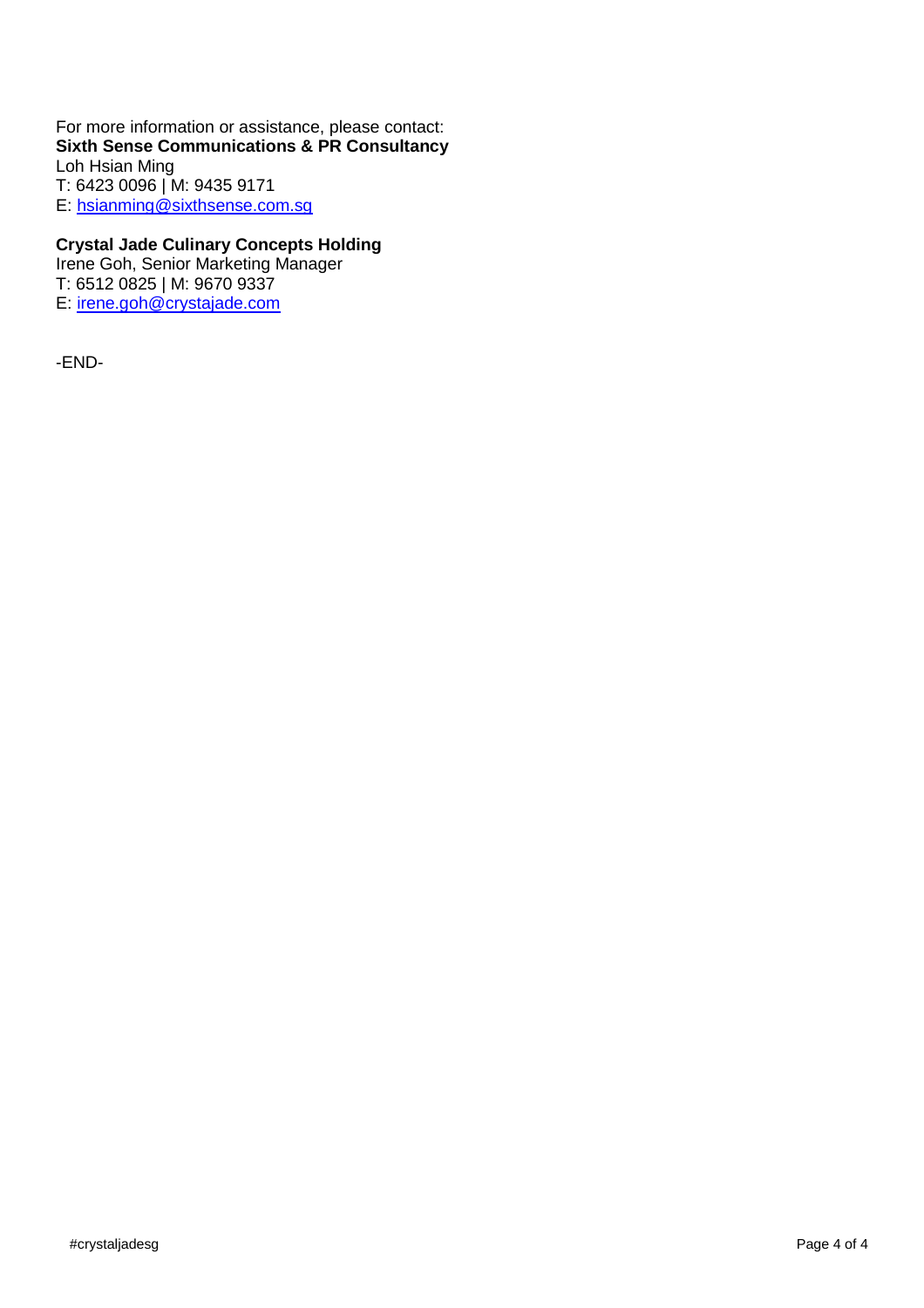For more information or assistance, please contact:
**Sixth Sense Communications & PR Consultancy**
Loh Hsian Ming
T: 6423 0096 | M: 9435 9171
E: hsianming@sixthsense.com.sg

**Crystal Jade Culinary Concepts Holding**
Irene Goh, Senior Marketing Manager
T: 6512 0825 | M: 9670 9337
E: irene.goh@crystajade.com

-END-